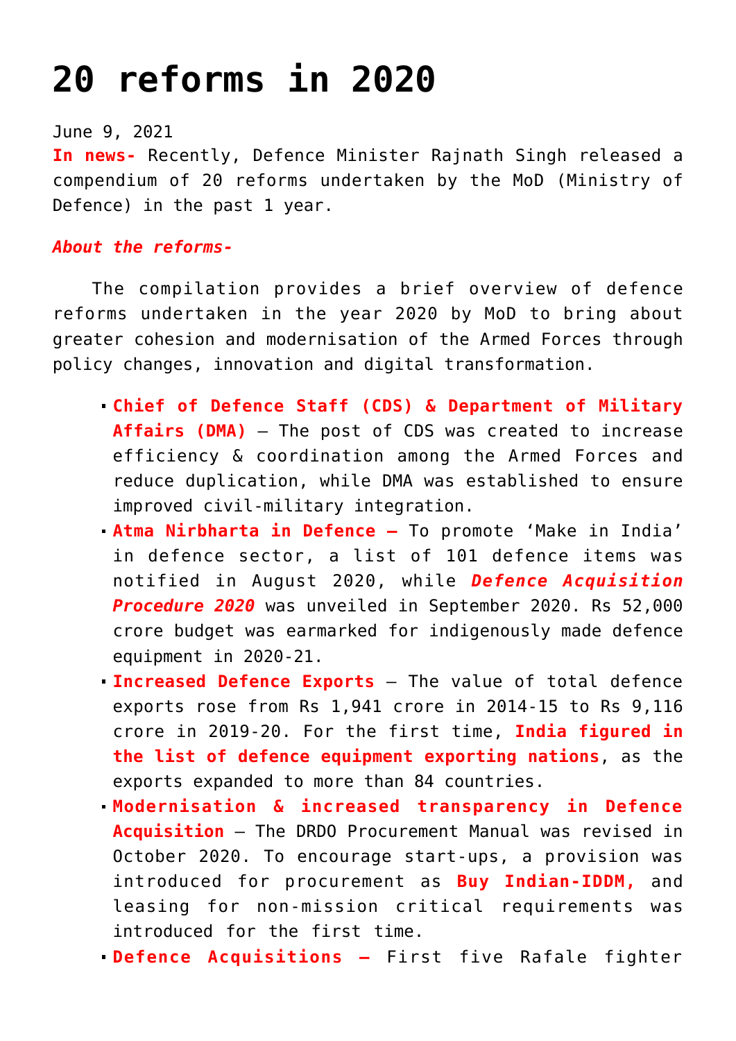# 20 reforms in 2020

June 9, 2021

**In news-** Recently, Defence Minister Rajnath Singh released a compendium of 20 reforms undertaken by the MoD (Ministry of Defence) in the past 1 year.

***About the reforms-***

The compilation provides a brief overview of defence reforms undertaken in the year 2020 by MoD to bring about greater cohesion and modernisation of the Armed Forces through policy changes, innovation and digital transformation.

- **Chief of Defence Staff (CDS) & Department of Military Affairs (DMA)** – The post of CDS was created to increase efficiency & coordination among the Armed Forces and reduce duplication, while DMA was established to ensure improved civil-military integration.
- **Atma Nirbharta in Defence –** To promote 'Make in India' in defence sector, a list of 101 defence items was notified in August 2020, while ***Defence Acquisition Procedure 2020*** was unveiled in September 2020. Rs 52,000 crore budget was earmarked for indigenously made defence equipment in 2020-21.
- **Increased Defence Exports** – The value of total defence exports rose from Rs 1,941 crore in 2014-15 to Rs 9,116 crore in 2019-20. For the first time, **India figured in the list of defence equipment exporting nations**, as the exports expanded to more than 84 countries.
- **Modernisation & increased transparency in Defence Acquisition** – The DRDO Procurement Manual was revised in October 2020. To encourage start-ups, a provision was introduced for procurement as **Buy Indian-IDDM,** and leasing for non-mission critical requirements was introduced for the first time.
- **Defence Acquisitions –** First five Rafale fighter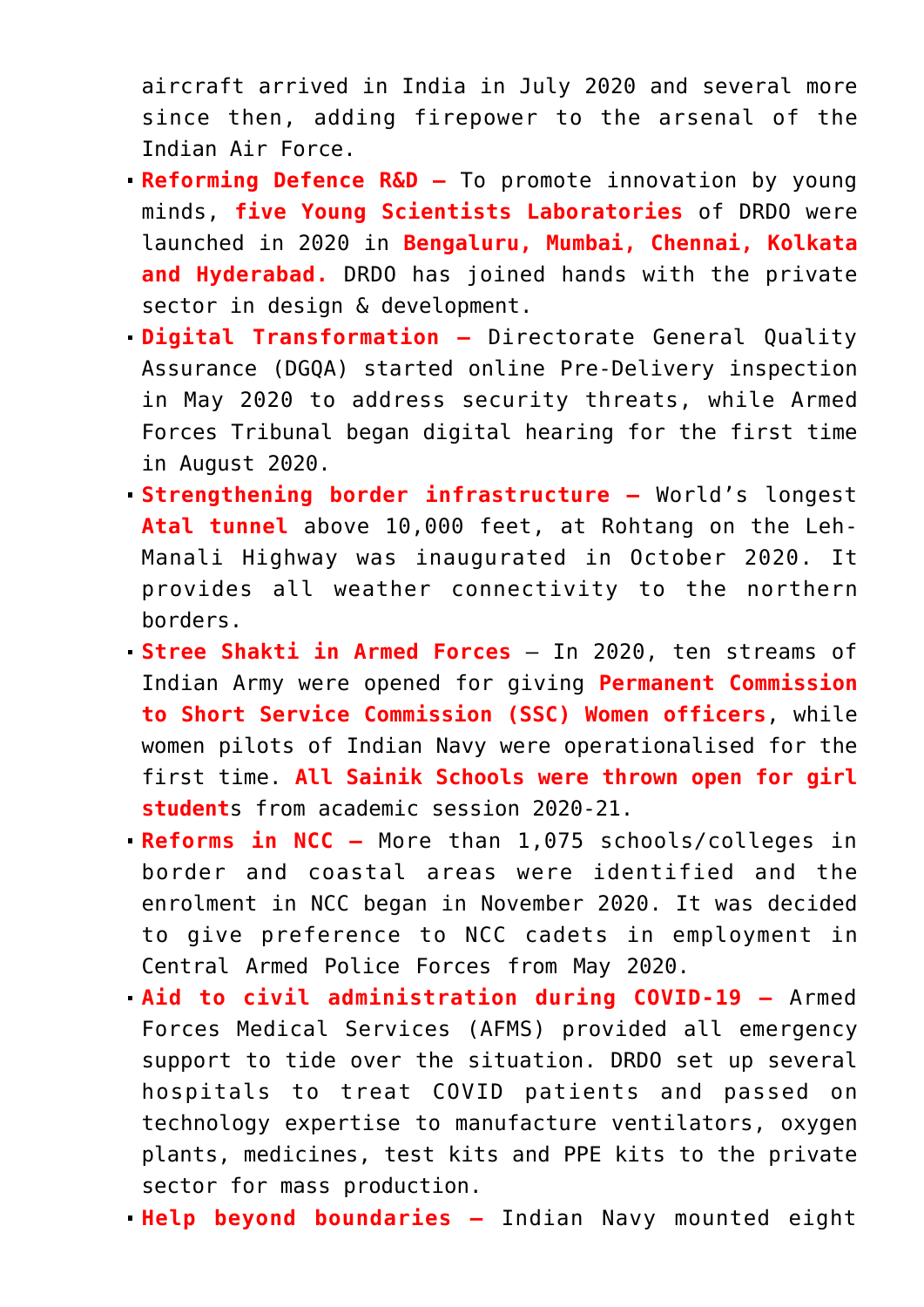aircraft arrived in India in July 2020 and several more since then, adding firepower to the arsenal of the Indian Air Force.

- **Reforming Defence R&D –** To promote innovation by young minds, **five Young Scientists Laboratories** of DRDO were launched in 2020 in **Bengaluru, Mumbai, Chennai, Kolkata and Hyderabad.** DRDO has joined hands with the private sector in design & development.
- **Digital Transformation –** Directorate General Quality Assurance (DGQA) started online Pre-Delivery inspection in May 2020 to address security threats, while Armed Forces Tribunal began digital hearing for the first time in August 2020.
- **Strengthening border infrastructure –** World's longest **Atal tunnel** above 10,000 feet, at Rohtang on the Leh-Manali Highway was inaugurated in October 2020. It provides all weather connectivity to the northern borders.
- **Stree Shakti in Armed Forces** – In 2020, ten streams of Indian Army were opened for giving **Permanent Commission to Short Service Commission (SSC) Women officers**, while women pilots of Indian Navy were operationalised for the first time. **All Sainik Schools were thrown open for girl students** from academic session 2020-21.
- **Reforms in NCC –** More than 1,075 schools/colleges in border and coastal areas were identified and the enrolment in NCC began in November 2020. It was decided to give preference to NCC cadets in employment in Central Armed Police Forces from May 2020.
- **Aid to civil administration during COVID-19 –** Armed Forces Medical Services (AFMS) provided all emergency support to tide over the situation. DRDO set up several hospitals to treat COVID patients and passed on technology expertise to manufacture ventilators, oxygen plants, medicines, test kits and PPE kits to the private sector for mass production.
- **Help beyond boundaries –** Indian Navy mounted eight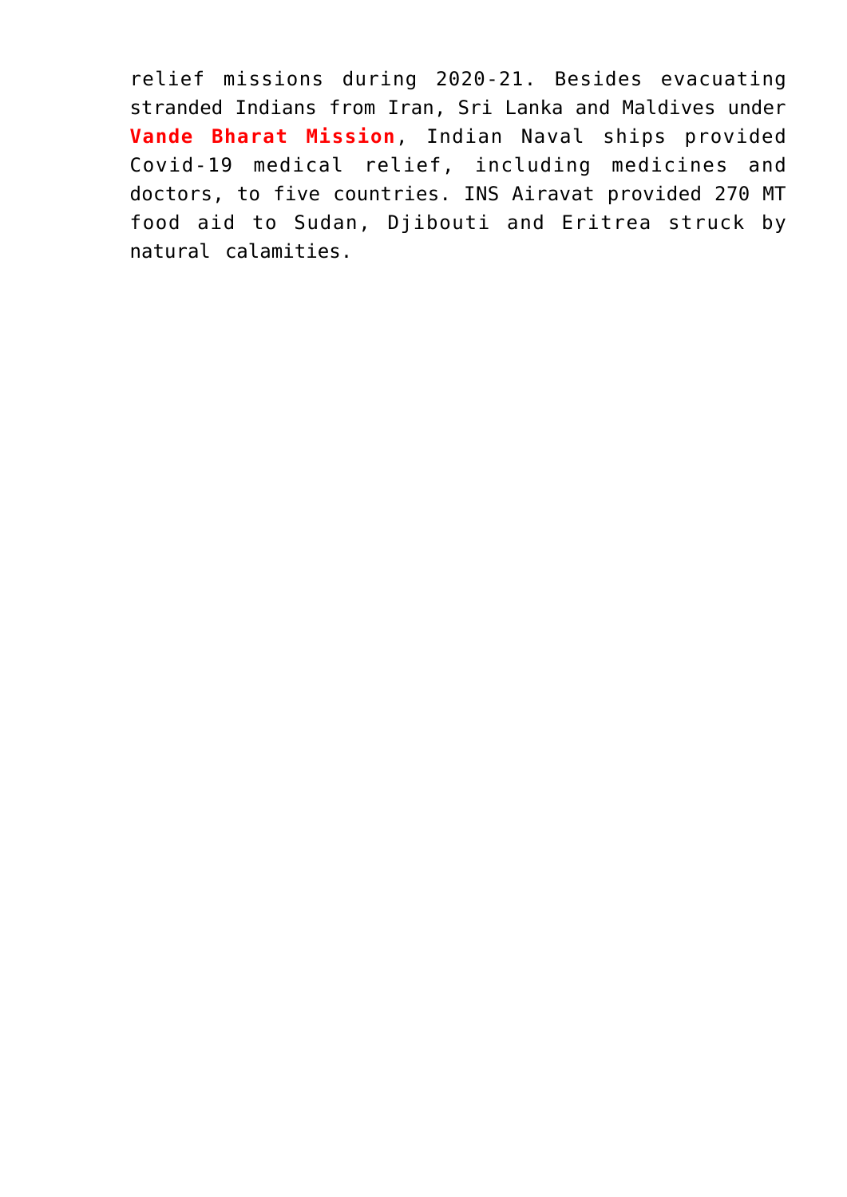relief missions during 2020-21. Besides evacuating stranded Indians from Iran, Sri Lanka and Maldives under **Vande Bharat Mission**, Indian Naval ships provided Covid-19 medical relief, including medicines and doctors, to five countries. INS Airavat provided 270 MT food aid to Sudan, Djibouti and Eritrea struck by natural calamities.